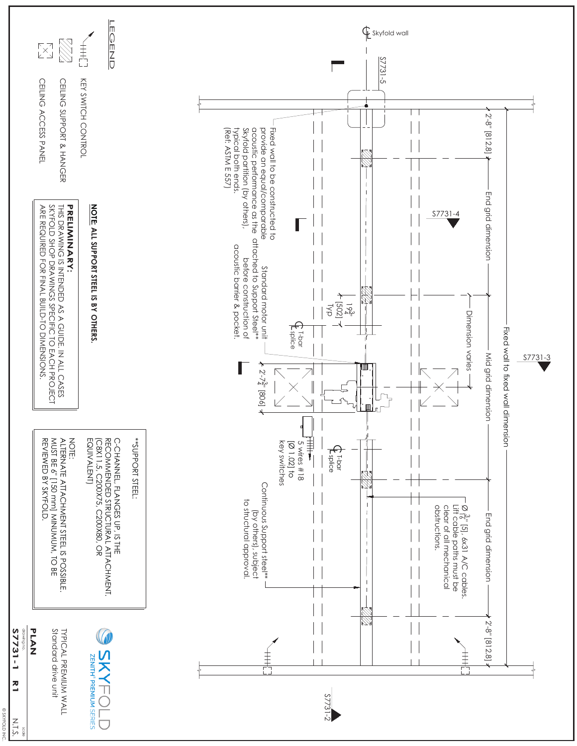# PLAN

TYPICAL PREMIUM WALL
Standard drive unit

**SKYFOLD** ZENITH® PREMIUM SERIES

drawing no. **S7731-1 R1** scale N.T.S.

© SKYFOLD INC.

## LEGEND

- KEY SWITCH CONTROL
- CEILING SUPPORT & HANGER
- CEILING ACCESS PANEL

**NOTE: ALL SUPPORT STEEL IS BY OTHERS.**

**PRELIMINARY:**
THIS DRAWING IS INTENDED AS A GUIDE. IN ALL CASES SKYFOLD SHOP DRAWINGS SPECIFIC TO EACH PROJECT ARE REQUIRED FOR FINAL BUILD-TO DIMENSIONS.

**SUPPORT STEEL:

C-CHANNEL, FLANGES UP, IS THE RECOMMENDED STRUCTURAL ATTACHMENT. (C8X11.5, C200X75, C200X80, OR EQUIVALENT)

NOTE:
ALTERNATE ATTACHMENT STEEL IS POSSIBLE. MUST BE 6" [150 mm] MINUMUM, TO BE REVIEWED BY SKYFOLD.

## Drawing annotations

- ℄ Skyfold wall
- S7731-2
- S7731-3
- S7731-4
- S7731-5
- Fixed wall to fixed wall dimension
- 2'-8" [812.8]
- End grid dimension
- Mid grid dimension
- End grid dimension
- 2'-8" [812.8]
- Dimension varies
- $19\frac{3}{4}$" [502] Typ
- 2'-$7\frac{3}{4}$" [806]
- ℄ T-bar splice
- ℄ T-bar splice
- Fixed wall to be constructed to provide an equal/comparable acoustic performance as the Skyfold partition (by others), typical both ends. (Ref: ASTM E 557)
- Standard motor unit attached to Support Steel** before construction of acoustic barrier & pocket.
- 5 wires #18 [Ø 1.02] to key switches
- Continuous Support steel** (by others), subject to structural approval.
- Ø $\frac{3}{16}$" [5], 6x31 A/C cables. Lift cable paths must be clear of all mechanical obstructions.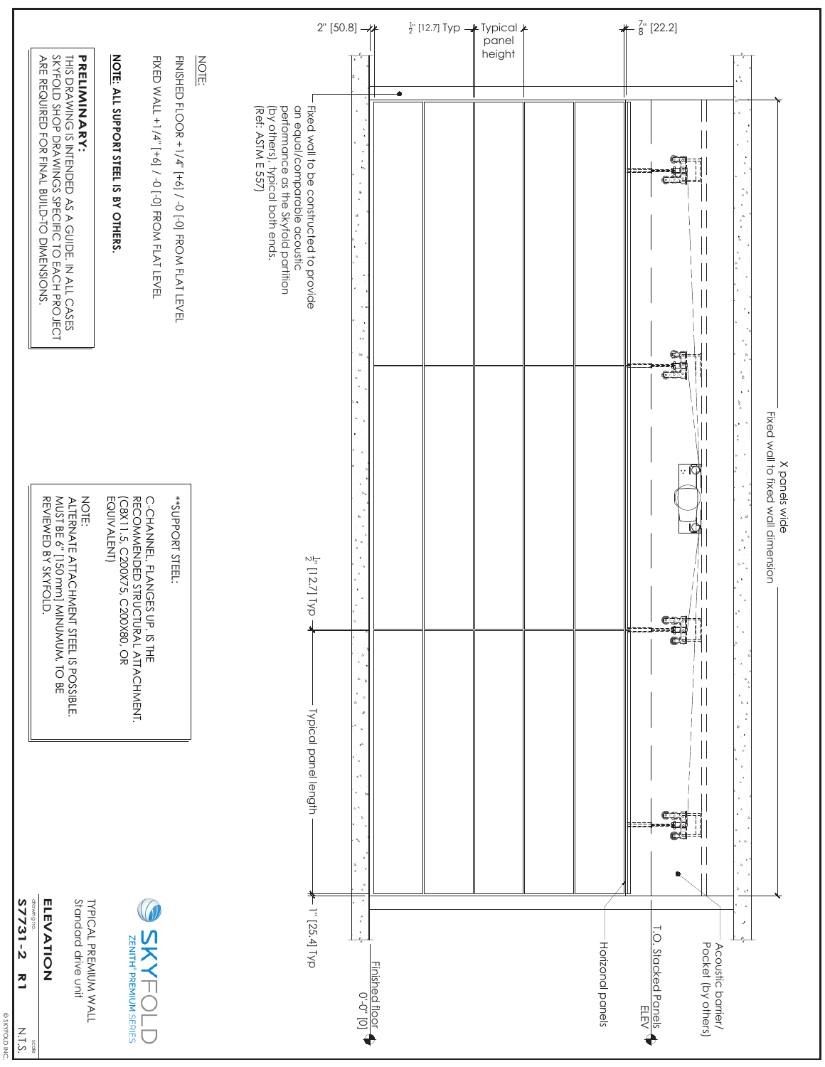NOTE:

FINISHED FLOOR +1/4" [+6] / -0 [-0] FROM FLAT LEVEL

FIXED WALL +1/4" [+6] / -0 [-0] FROM FLAT LEVEL

**NOTE: ALL SUPPORT STEEL IS BY OTHERS.**

**PRELIMINARY:**
THIS DRAWING IS INTENDED AS A GUIDE. IN ALL CASES SKYFOLD SHOP DRAWINGS SPECIFIC TO EACH PROJECT ARE REQUIRED FOR FINAL BUILD-TO DIMENSIONS.

**SUPPORT STEEL:

C-CHANNEL, FLANGES UP, IS THE RECOMMENDED STRUCTURAL ATTACHMENT. (C8X11.5, C200X75, C200X80, OR EQUIVALENT)

NOTE:
ALTERNATE ATTACHMENT STEEL IS POSSIBLE. MUST BE 6" [150 mm] MINUMUM, TO BE REVIEWED BY SKYFOLD.

Fixed wall to be constructed to provide an equal/comparable acoustic performance as the Skyfold partition (by others), typical both ends. (Ref: ASTM E 557)

2" [50.8]

1/2" [12.7] Typ

Typical panel height

7/8" [22.2]

X panels wide

Fixed wall to fixed wall dimension

1/2" [12.7] Typ

Typical panel length

1" [25.4] Typ

Finished floor 0'-0" [0]

Acoustic barrier/ Pocket (by others)

T.O. Stacked Panels ELEV

Horizonal panels

SKYFOLD ZENITH® PREMIUM SERIES

TYPICAL PREMIUM WALL
Standard drive unit

**ELEVATION**

drawing no. **S7731-2 R1**

scale N.T.S.

© SKYFOLD INC.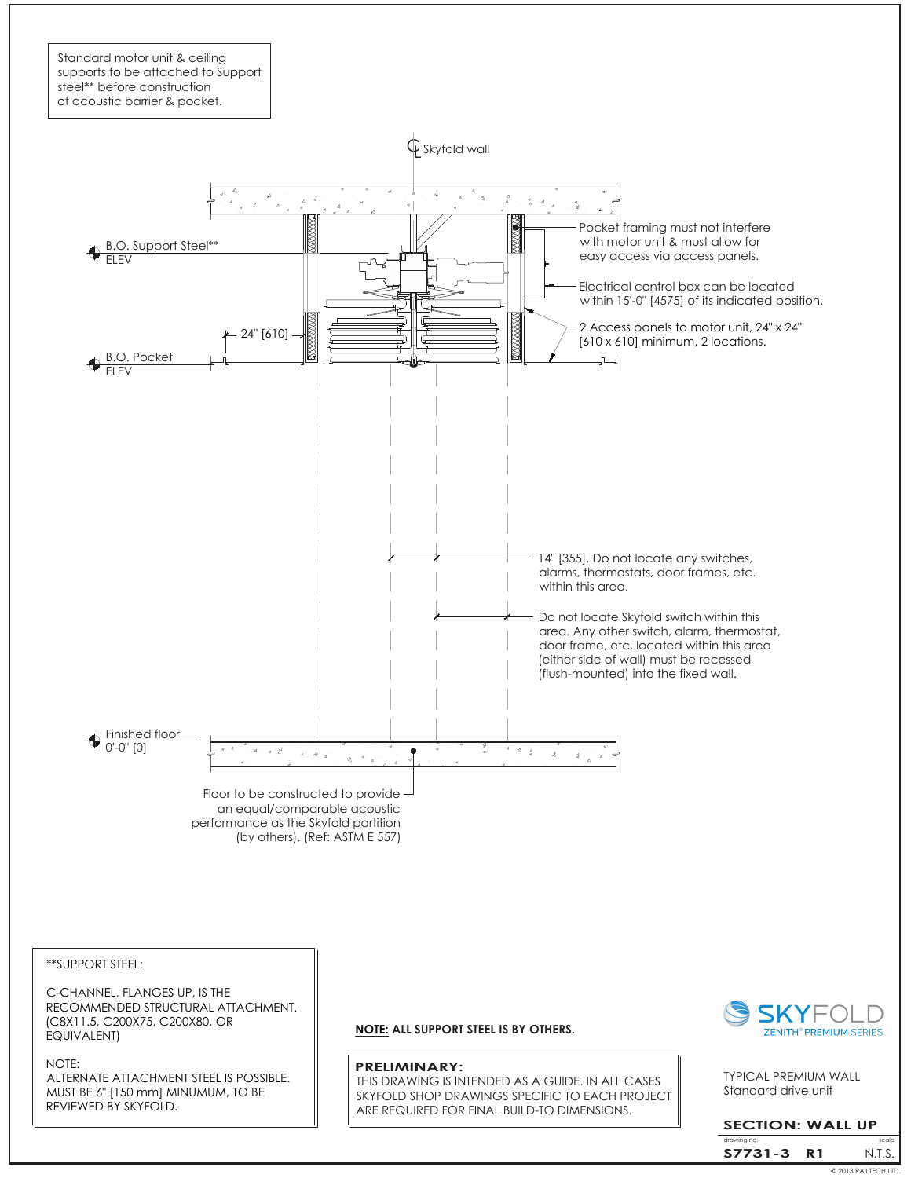Standard motor unit & ceiling supports to be attached to Support steel** before construction of acoustic barrier & pocket.

℄ Skyfold wall

B.O. Support Steel**
ELEV

B.O. Pocket
ELEV

24" [610]

Pocket framing must not interfere with motor unit & must allow for easy access via access panels.

Electrical control box can be located within 15'-0" [4575] of its indicated position.

2 Access panels to motor unit, 24" x 24" [610 x 610] minimum, 2 locations.

14" [355], Do not locate any switches, alarms, thermostats, door frames, etc. within this area.

Do not locate Skyfold switch within this area. Any other switch, alarm, thermostat, door frame, etc. located within this area (either side of wall) must be recessed (flush-mounted) into the fixed wall.

Finished floor
0'-0" [0]

Floor to be constructed to provide an equal/comparable acoustic performance as the Skyfold partition (by others). (Ref: ASTM E 557)

**SUPPORT STEEL:

C-CHANNEL, FLANGES UP, IS THE RECOMMENDED STRUCTURAL ATTACHMENT. (C8X11.5, C200X75, C200X80, OR EQUIVALENT)

NOTE:
ALTERNATE ATTACHMENT STEEL IS POSSIBLE. MUST BE 6" [150 mm] MINUMUM, TO BE REVIEWED BY SKYFOLD.

**NOTE: ALL SUPPORT STEEL IS BY OTHERS.**

**PRELIMINARY:**
THIS DRAWING IS INTENDED AS A GUIDE. IN ALL CASES SKYFOLD SHOP DRAWINGS SPECIFIC TO EACH PROJECT ARE REQUIRED FOR FINAL BUILD-TO DIMENSIONS.

SKYFOLD
ZENITH® PREMIUM SERIES

TYPICAL PREMIUM WALL
Standard drive unit

**SECTION: WALL UP**

| drawing no. | | scale |
|---|---|---|
| **S7731-3** | **R1** | N.T.S. |

© 2013 RAILTECH LTD.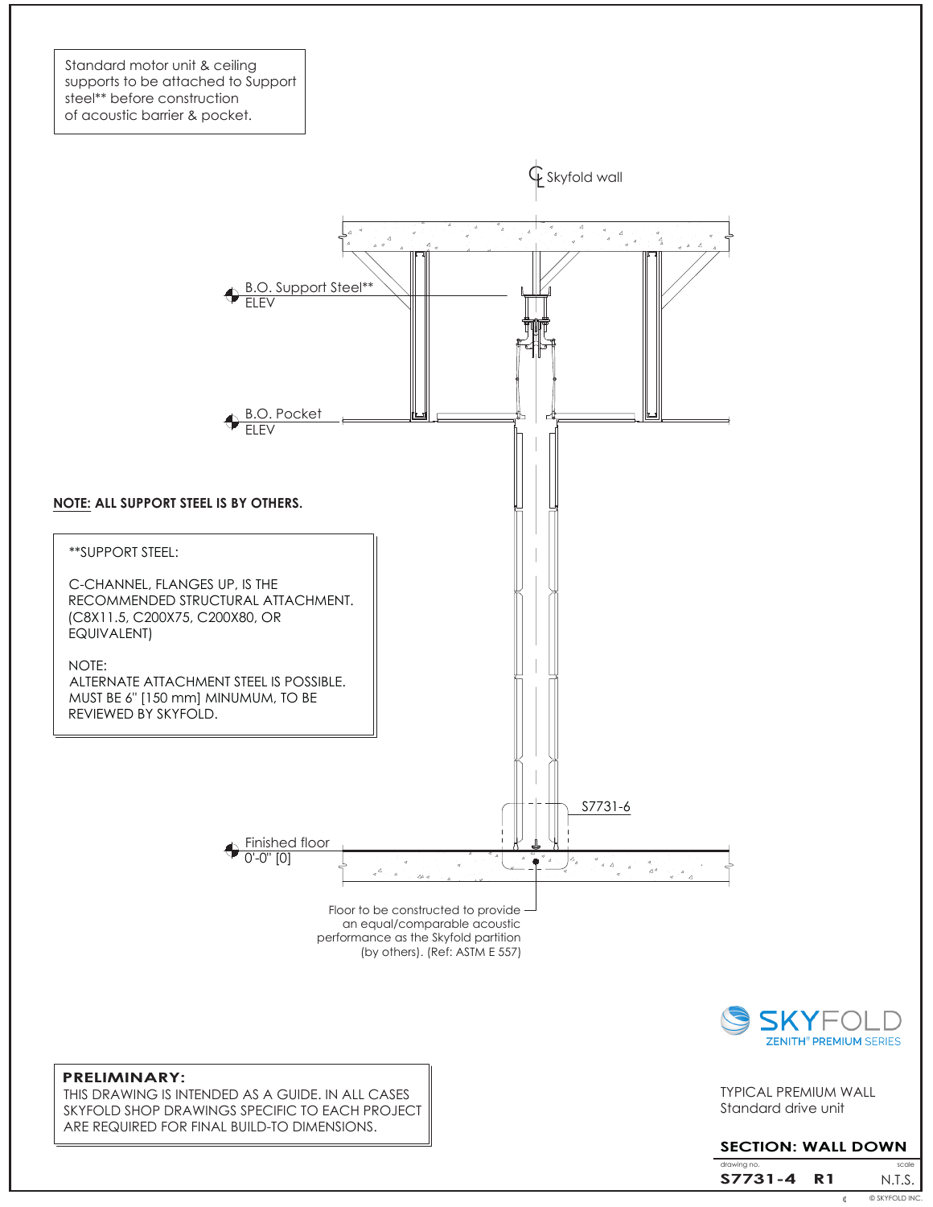Standard motor unit & ceiling supports to be attached to Support steel** before construction of acoustic barrier & pocket.

℄ Skyfold wall

B.O. Support Steel**
ELEV

B.O. Pocket
ELEV

**NOTE: ALL SUPPORT STEEL IS BY OTHERS.**

**SUPPORT STEEL:

C-CHANNEL, FLANGES UP, IS THE RECOMMENDED STRUCTURAL ATTACHMENT. (C8X11.5, C200X75, C200X80, OR EQUIVALENT)

NOTE:
ALTERNATE ATTACHMENT STEEL IS POSSIBLE. MUST BE 6" [150 mm] MINUMUM, TO BE REVIEWED BY SKYFOLD.

S7731-6

Finished floor
0'-0" [0]

Floor to be constructed to provide an equal/comparable acoustic performance as the Skyfold partition (by others). (Ref: ASTM E 557)

**PRELIMINARY:**
THIS DRAWING IS INTENDED AS A GUIDE. IN ALL CASES SKYFOLD SHOP DRAWINGS SPECIFIC TO EACH PROJECT ARE REQUIRED FOR FINAL BUILD-TO DIMENSIONS.

SKYFOLD
ZENITH® PREMIUM SERIES

TYPICAL PREMIUM WALL
Standard drive unit

**SECTION: WALL DOWN**

| drawing no. | | scale |
|---|---|---|
| **S7731-4** | **R1** | N.T.S. |

© SKYFOLD INC.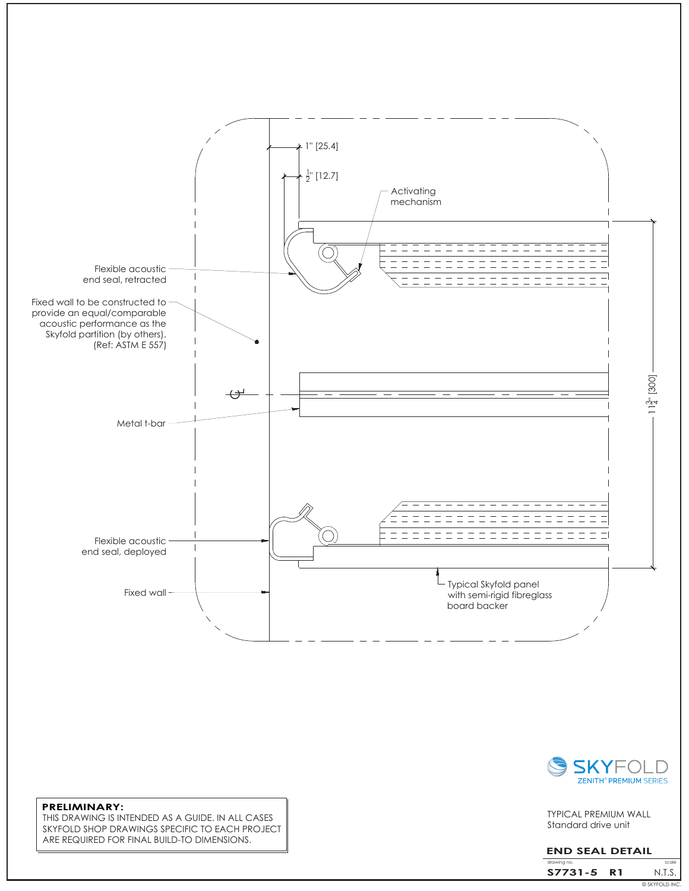1" [25.4]

$\frac{1}{2}$" [12.7]

Activating mechanism

Flexible acoustic end seal, retracted

Fixed wall to be constructed to provide an equal/comparable acoustic performance as the Skyfold partition (by others). (Ref: ASTM E 557)

Metal t-bar

$11\frac{3}{4}$" [300]

Flexible acoustic end seal, deployed

Fixed wall

Typical Skyfold panel with semi-rigid fibreglass board backer

**PRELIMINARY:**
THIS DRAWING IS INTENDED AS A GUIDE. IN ALL CASES SKYFOLD SHOP DRAWINGS SPECIFIC TO EACH PROJECT ARE REQUIRED FOR FINAL BUILD-TO DIMENSIONS.

SKYFOLD
ZENITH® PREMIUM SERIES

TYPICAL PREMIUM WALL
Standard drive unit

**END SEAL DETAIL**

| drawing no. | scale |
|---|---|
| **S7731-5 R1** | N.T.S. |

© SKYFOLD INC.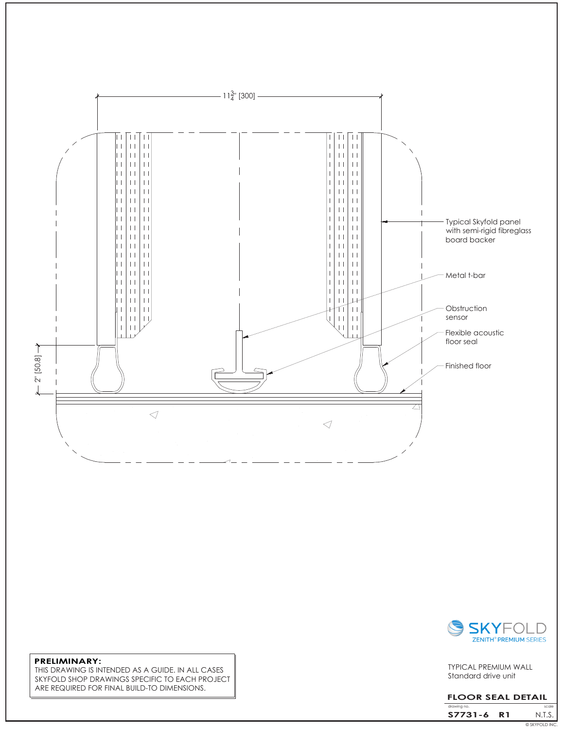$11\frac{3}{4}$" [300]

2" [50.8]

Typical Skyfold panel with semi-rigid fibreglass board backer

Metal t-bar

Obstruction sensor

Flexible acoustic floor seal

Finished floor

**PRELIMINARY:**
THIS DRAWING IS INTENDED AS A GUIDE. IN ALL CASES SKYFOLD SHOP DRAWINGS SPECIFIC TO EACH PROJECT ARE REQUIRED FOR FINAL BUILD-TO DIMENSIONS.

SKYFOLD
ZENITH® PREMIUM SERIES

TYPICAL PREMIUM WALL
Standard drive unit

**FLOOR SEAL DETAIL**

drawing no. **S7731-6 R1**

scale N.T.S.

© SKYFOLD INC.